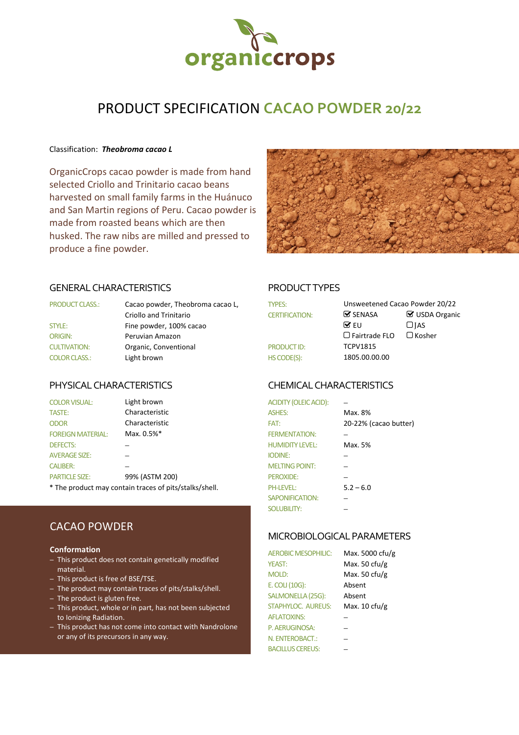organiccrops

# PRODUCT SPECIFICATION CACAO POWDER 20/22

Classification: ***Theobroma cacao L***

OrganicCrops cacao powder is made from hand selected Criollo and Trinitario cacao beans harvested on small family farms in the Huánuco and San Martin regions of Peru. Cacao powder is made from roasted beans which are then husked. The raw nibs are milled and pressed to produce a fine powder.

## GENERAL CHARACTERISTICS

| | |
|---|---|
| PRODUCT CLASS.: | Cacao powder, Theobroma cacao L, Criollo and Trinitario |
| STYLE: | Fine powder, 100% cacao |
| ORIGIN: | Peruvian Amazon |
| CULTIVATION: | Organic, Conventional |
| COLOR CLASS.: | Light brown |

## PRODUCT TYPES

| | | |
|---|---|---|
| TYPES: | Unsweetened Cacao Powder 20/22 | |
| CERTIFICATION: | ☑ SENASA | ☑ USDA Organic |
| | ☑ EU | ☐ JAS |
| | ☐ Fairtrade FLO | ☐ Kosher |
| PRODUCT ID: | TCPV1815 | |
| HS CODE(S): | 1805.00.00.00 | |

## PHYSICAL CHARACTERISTICS

| | |
|---|---|
| COLOR VISUAL: | Light brown |
| TASTE: | Characteristic |
| ODOR | Characteristic |
| FOREIGN MATERIAL: | Max. 0.5%* |
| DEFECTS: | – |
| AVERAGE SIZE: | – |
| CALIBER: | – |
| PARTICLE SIZE: | 99% (ASTM 200) |

* The product may contain traces of pits/stalks/shell.

## CHEMICAL CHARACTERISTICS

| | |
|---|---|
| ACIDITY (OLEIC ACID): | – |
| ASHES: | Max. 8% |
| FAT: | 20-22% (cacao butter) |
| FERMENTATION: | – |
| HUMIDITY LEVEL: | Max. 5% |
| IODINE: | – |
| MELTING POINT: | – |
| PEROXIDE: | – |
| PH-LEVEL: | 5.2 – 6.0 |
| SAPONIFICATION: | – |
| SOLUBILITY: | – |

## CACAO POWDER

**Conformation**

- This product does not contain genetically modified material.
- This product is free of BSE/TSE.
- The product may contain traces of pits/stalks/shell.
- The product is gluten free.
- This product, whole or in part, has not been subjected to Ionizing Radiation.
- This product has not come into contact with Nandrolone or any of its precursors in any way.

## MICROBIOLOGICAL PARAMETERS

| | |
|---|---|
| AEROBIC MESOPHILIC: | Max. 5000 cfu/g |
| YEAST: | Max. 50 cfu/g |
| MOLD: | Max. 50 cfu/g |
| E. COLI (10G): | Absent |
| SALMONELLA (25G): | Absent |
| STAPHYLOC. AUREUS: | Max. 10 cfu/g |
| AFLATOXINS: | – |
| P. AERUGINOSA: | – |
| N. ENTEROBACT.: | – |
| BACILLUS CEREUS: | – |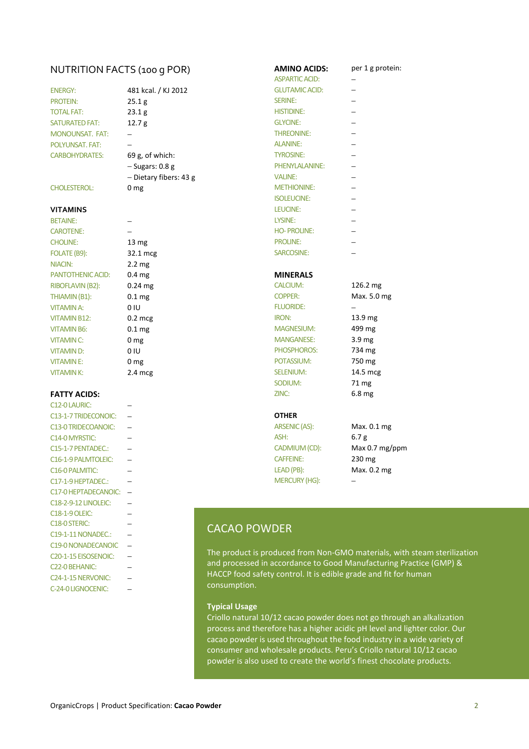## NUTRITION FACTS (100 g POR)

| | |
|---|---|
| ENERGY: | 481 kcal. / KJ 2012 |
| PROTEIN: | 25.1 g |
| TOTAL FAT: | 23.1 g |
| SATURATED FAT: | 12.7 g |
| MONOUNSAT. FAT: | – |
| POLYUNSAT. FAT: | – |
| CARBOHYDRATES: | 69 g, of which: |
| | – Sugars: 0.8 g |
| | – Dietary fibers: 43 g |
| CHOLESTEROL: | 0 mg |

### VITAMINS

| | |
|---|---|
| BETAINE: | – |
| CAROTENE: | – |
| CHOLINE: | 13 mg |
| FOLATE (B9): | 32.1 mcg |
| NIACIN: | 2.2 mg |
| PANTOTHENIC ACID: | 0.4 mg |
| RIBOFLAVIN (B2): | 0.24 mg |
| THIAMIN (B1): | 0.1 mg |
| VITAMIN A: | 0 IU |
| VITAMIN B12: | 0.2 mcg |
| VITAMIN B6: | 0.1 mg |
| VITAMIN C: | 0 mg |
| VITAMIN D: | 0 IU |
| VITAMIN E: | 0 mg |
| VITAMIN K: | 2.4 mcg |

### FATTY ACIDS:

| | |
|---|---|
| C12-0 LAURIC: | – |
| C13-1-7 TRIDECONOIC: | – |
| C13-0 TRIDECOANOIC: | – |
| C14-0 MYRSTIC: | – |
| C15-1-7 PENTADEC.: | – |
| C16-1-9 PALMTOLEIC: | – |
| C16-0 PALMITIC: | – |
| C17-1-9 HEPTADEC.: | – |
| C17-0 HEPTADECANOIC: | – |
| C18-2-9-12 LINOLEIC: | – |
| C18-1-9 OLEIC: | – |
| C18-0 STERIC: | – |
| C19-1-11 NONADEC.: | – |
| C19-0 NONADECANOIC | – |
| C20-1-15 EISOSENOIC: | – |
| C22-0 BEHANIC: | – |
| C24-1-15 NERVONIC: | – |
| C-24-0 LIGNOCENIC: | – |

### AMINO ACIDS:

| | per 1 g protein: |
|---|---|
| ASPARTIC ACID: | – |
| GLUTAMIC ACID: | – |
| SERINE: | – |
| HISTIDINE: | – |
| GLYCINE: | – |
| THREONINE: | – |
| ALANINE: | – |
| TYROSINE: | – |
| PHENYLALANINE: | – |
| VALINE: | – |
| METHIONINE: | – |
| ISOLEUCINE: | – |
| LEUCINE: | – |
| LYSINE: | – |
| HO- PROLINE: | – |
| PROLINE: | – |
| SARCOSINE: | – |

### MINERALS

| | |
|---|---|
| CALCIUM: | 126.2 mg |
| COPPER: | Max. 5.0 mg |
| FLUORIDE: | – |
| IRON: | 13.9 mg |
| MAGNESIUM: | 499 mg |
| MANGANESE: | 3.9 mg |
| PHOSPHOROS: | 734 mg |
| POTASSIUM: | 750 mg |
| SELENIUM: | 14.5 mcg |
| SODIUM: | 71 mg |
| ZINC: | 6.8 mg |

### OTHER

| | |
|---|---|
| ARSENIC (AS): | Max. 0.1 mg |
| ASH: | 6.7 g |
| CADMIUM (CD): | Max 0.7 mg/ppm |
| CAFFEINE: | 230 mg |
| LEAD (PB): | Max. 0.2 mg |
| MERCURY (HG): | – |

## CACAO POWDER

The product is produced from Non-GMO materials, with steam sterilization and processed in accordance to Good Manufacturing Practice (GMP) & HACCP food safety control. It is edible grade and fit for human consumption.

**Typical Usage**

Criollo natural 10/12 cacao powder does not go through an alkalization process and therefore has a higher acidic pH level and lighter color. Our cacao powder is used throughout the food industry in a wide variety of consumer and wholesale products. Peru's Criollo natural 10/12 cacao powder is also used to create the world's finest chocolate products.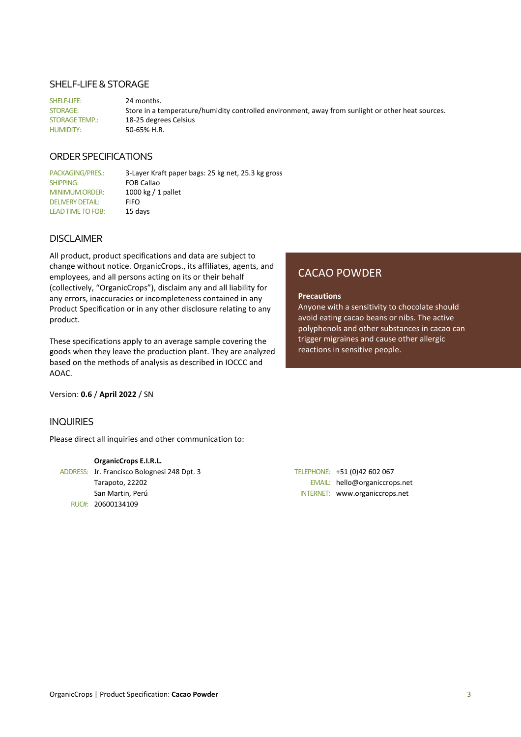## SHELF-LIFE & STORAGE

| | |
|---|---|
| SHELF-LIFE: | 24 months. |
| STORAGE: | Store in a temperature/humidity controlled environment, away from sunlight or other heat sources. |
| STORAGE TEMP.: | 18-25 degrees Celsius |
| HUMIDITY: | 50-65% H.R. |

## ORDER SPECIFICATIONS

| | |
|---|---|
| PACKAGING/PRES.: | 3-Layer Kraft paper bags: 25 kg net, 25.3 kg gross |
| SHIPPING: | FOB Callao |
| MINIMUM ORDER: | 1000 kg / 1 pallet |
| DELIVERY DETAIL: | FIFO |
| LEAD TIME TO FOB: | 15 days |

## DISCLAIMER

All product, product specifications and data are subject to change without notice. OrganicCrops., its affiliates, agents, and employees, and all persons acting on its or their behalf (collectively, "OrganicCrops"), disclaim any and all liability for any errors, inaccuracies or incompleteness contained in any Product Specification or in any other disclosure relating to any product.

These specifications apply to an average sample covering the goods when they leave the production plant. They are analyzed based on the methods of analysis as described in IOCCC and AOAC.

Version: **0.6** / **April 2022** / SN

## CACAO POWDER

**Precautions**
Anyone with a sensitivity to chocolate should avoid eating cacao beans or nibs. The active polyphenols and other substances in cacao can trigger migraines and cause other allergic reactions in sensitive people.

## INQUIRIES

Please direct all inquiries and other communication to:

**OrganicCrops E.I.R.L.**
ADDRESS: Jr. Francisco Bolognesi 248 Dpt. 3
Tarapoto, 22202
San Martin, Perú
RUC#: 20600134109

TELEPHONE: +51 (0)42 602 067
EMAIL: hello@organiccrops.net
INTERNET: www.organiccrops.net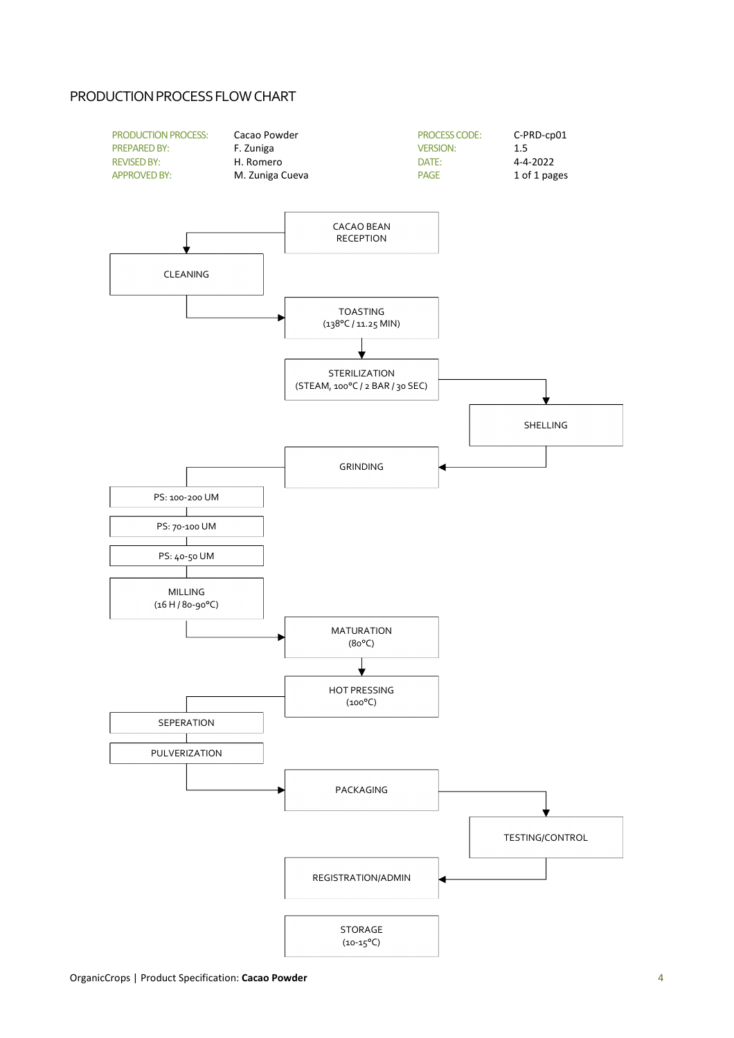# PRODUCTION PROCESS FLOW CHART

| | | | |
|---|---|---|---|
| PRODUCTION PROCESS: | Cacao Powder | PROCESS CODE: | C-PRD-cp01 |
| PREPARED BY: | F. Zuniga | VERSION: | 1.5 |
| REVISED BY: | H. Romero | DATE: | 4-4-2022 |
| APPROVED BY: | M. Zuniga Cueva | PAGE | 1 of 1 pages |

CACAO BEAN RECEPTION

CLEANING

TOASTING (138°C / 11.25 MIN)

STERILIZATION (STEAM, 100°C / 2 BAR / 30 SEC)

SHELLING

GRINDING

PS: 100-200 UM

PS: 70-100 UM

PS: 40-50 UM

MILLING (16 H / 80-90°C)

MATURATION (80°C)

HOT PRESSING (100°C)

SEPERATION

PULVERIZATION

PACKAGING

TESTING/CONTROL

REGISTRATION/ADMIN

STORAGE (10-15°C)